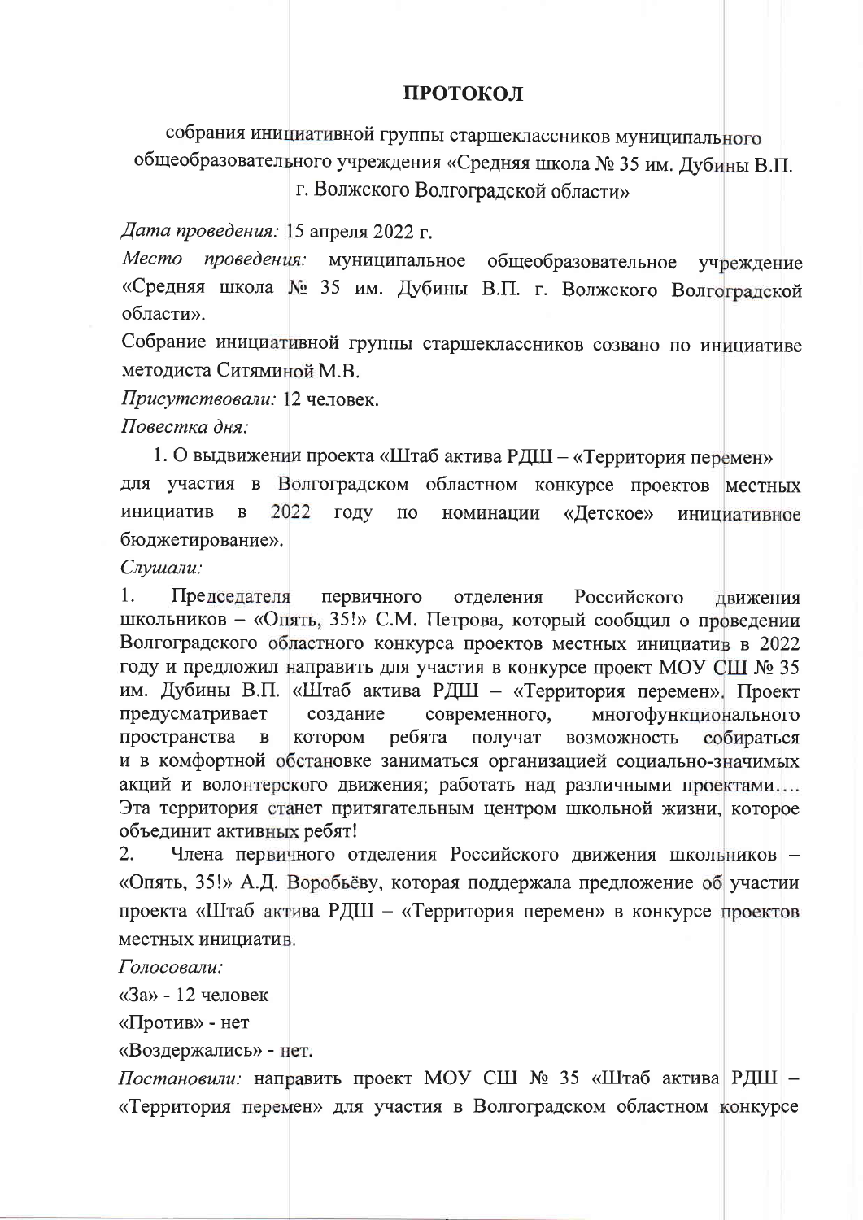# ПРОТОКОЛ

собрания инициативной группы старшеклассников муниципального общеобразовательного учреждения «Средняя школа № 35 им. Дубины В.П. г. Волжского Волгоградской области»

*Дата проведения:* 15 апреля 2022 г.

*Место проведения:* муниципальное общеобразовательное учреждение «Средняя школа № 35 им. Дубины В.П. г. Волжского Волгоградской области».

Собрание инициативной группы старшеклассников созвано по инициативе методиста Ситяминой М.В.

*Присутствовали:* 12 человек.

*Повестка дня:*

1. О выдвижении проекта «Штаб актива РДШ – «Территория перемен» для участия в Волгоградском областном конкурсе проектов местных инициатив в 2022 году по номинации «Детское» инициативное бюджетирование».

*Слушали:*

1. Председателя первичного отделения Российского движения школьников – «Опять, 35!» С.М. Петрова, который сообщил о проведении Волгоградского областного конкурса проектов местных инициатив в 2022 году и предложил направить для участия в конкурсе проект МОУ СШ № 35 им. Дубины В.П. «Штаб актива РДШ – «Территория перемен». Проект предусматривает создание современного, многофункционального пространства в котором ребята получат возможность собираться и в комфортной обстановке заниматься организацией социально-значимых акций и волонтерского движения; работать над различными проектами…. Эта территория станет притягательным центром школьной жизни, которое объединит активных ребят!
2. Члена первичного отделения Российского движения школьников – «Опять, 35!» А.Д. Воробьёву, которая поддержала предложение об участии проекта «Штаб актива РДШ – «Территория перемен» в конкурсе проектов местных инициатив.

*Голосовали:*

«За» - 12 человек

«Против» - нет

«Воздержались» - нет.

*Постановили:* направить проект МОУ СШ № 35 «Штаб актива РДШ – «Территория перемен» для участия в Волгоградском областном конкурсе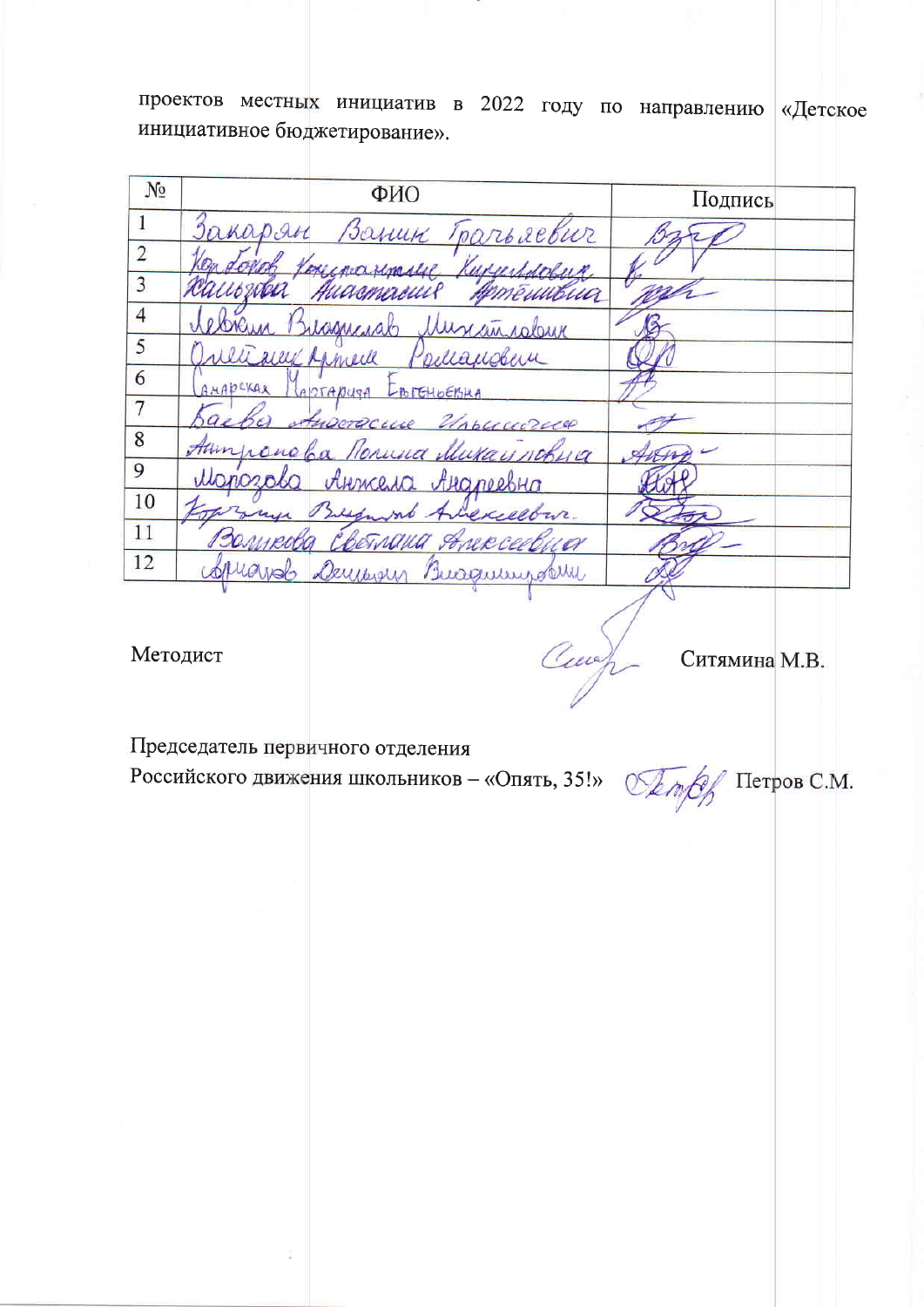проектов местных инициатив в 2022 году по направлению «Детское инициативное бюджетирование».

| № | ФИО | Подпись |
|---|---|---|
| 1 | Закарян Ваник Грачьяевич | |
| 2 | Кондоков Константин Кириллович | |
| 3 | Кальзина Анастасия Артемовна | |
| 4 | Левкин Владислав Михайлович | |
| 5 | Олейник Артем Романович | |
| 6 | Самарская Маргарита Евгеньевна | |
| 7 | Баева Анастасия Ильинична | |
| 8 | Антропова Полина Михайловна | |
| 9 | Морозова Анжела Андреевна | |
| 10 | Корягин Владимир Алексеевич | |
| 11 | Волкова Светлана Алексеевна | |
| 12 | Орлов Денис Владимирович | |

Методист Ситямина М.В.

Председатель первичного отделения
Российского движения школьников – «Опять, 35!» Петров С.М.